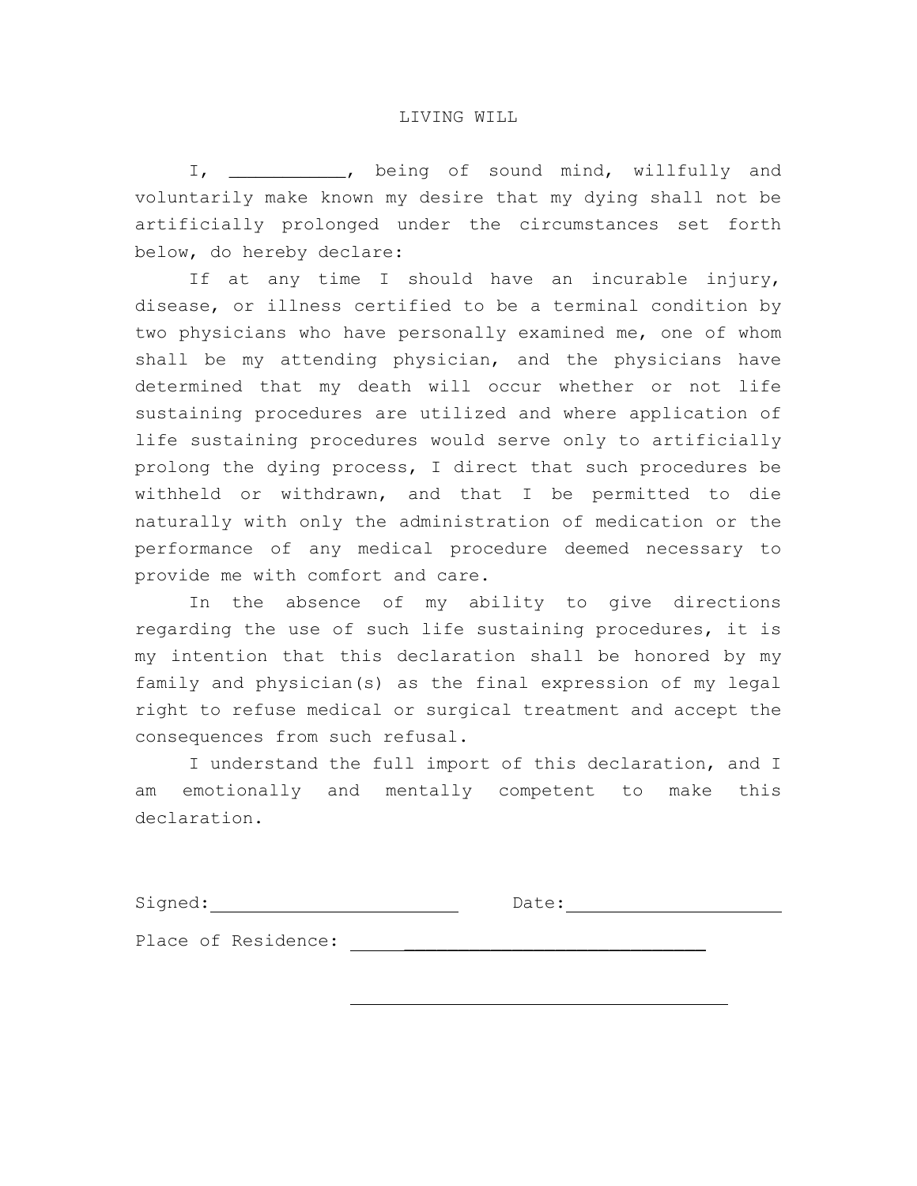# LIVING WILL

I, ___________, being of sound mind, willfully and voluntarily make known my desire that my dying shall not be artificially prolonged under the circumstances set forth below, do hereby declare:

If at any time I should have an incurable injury, disease, or illness certified to be a terminal condition by two physicians who have personally examined me, one of whom shall be my attending physician, and the physicians have determined that my death will occur whether or not life sustaining procedures are utilized and where application of life sustaining procedures would serve only to artificially prolong the dying process, I direct that such procedures be withheld or withdrawn, and that I be permitted to die naturally with only the administration of medication or the performance of any medical procedure deemed necessary to provide me with comfort and care.

In the absence of my ability to give directions regarding the use of such life sustaining procedures, it is my intention that this declaration shall be honored by my family and physician(s) as the final expression of my legal right to refuse medical or surgical treatment and accept the consequences from such refusal.

I understand the full import of this declaration, and I am emotionally and mentally competent to make this declaration.

Signed: ________________________ Date: ____________________

Place of Residence: ______________________________

______________________________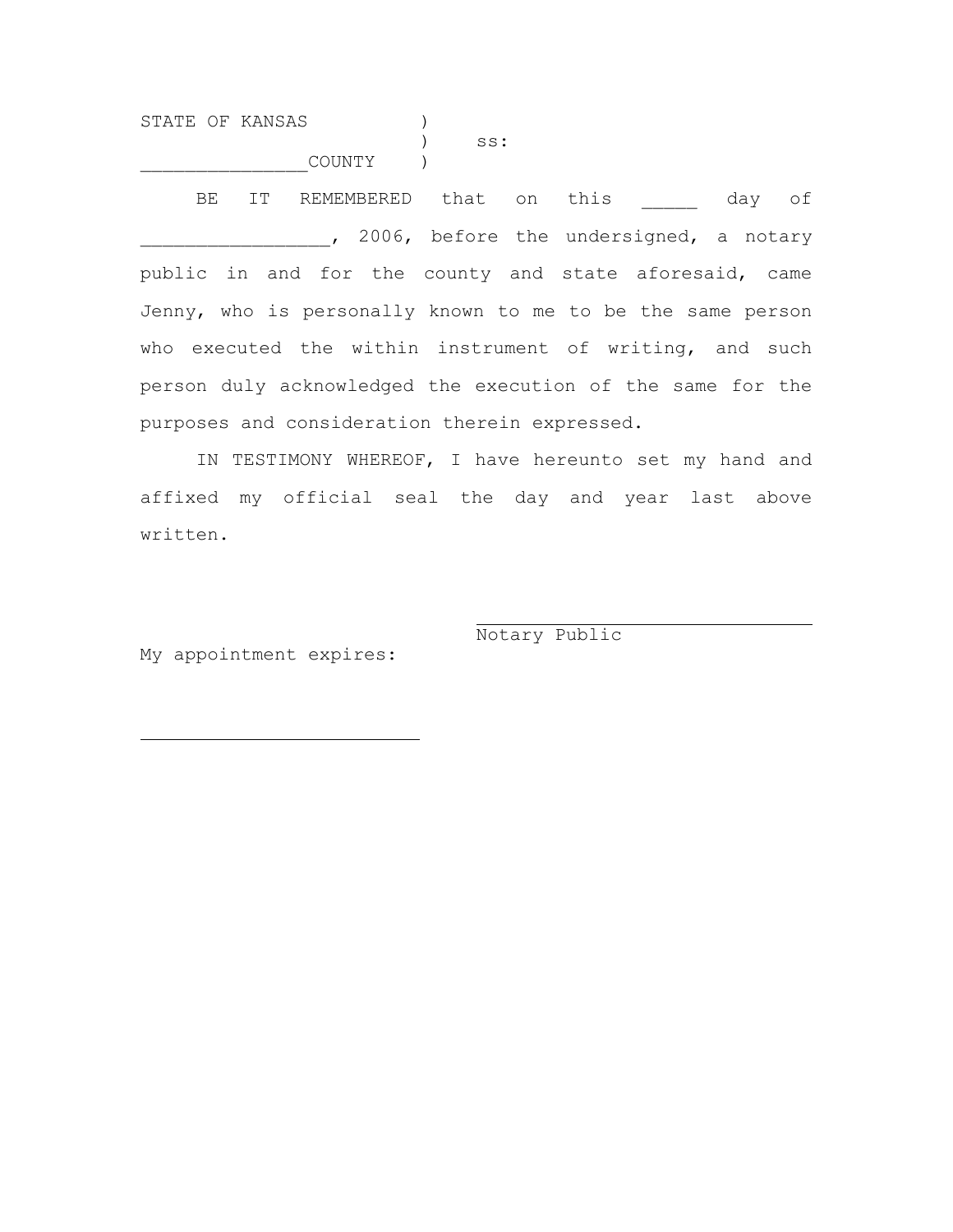STATE OF KANSAS )
) ss:
_______________COUNTY )

BE IT REMEMBERED that on this _____ day of _________________, 2006, before the undersigned, a notary public in and for the county and state aforesaid, came Jenny, who is personally known to me to be the same person who executed the within instrument of writing, and such person duly acknowledged the execution of the same for the purposes and consideration therein expressed.

IN TESTIMONY WHEREOF, I have hereunto set my hand and affixed my official seal the day and year last above written.

______________________________
Notary Public

My appointment expires:

__________________________